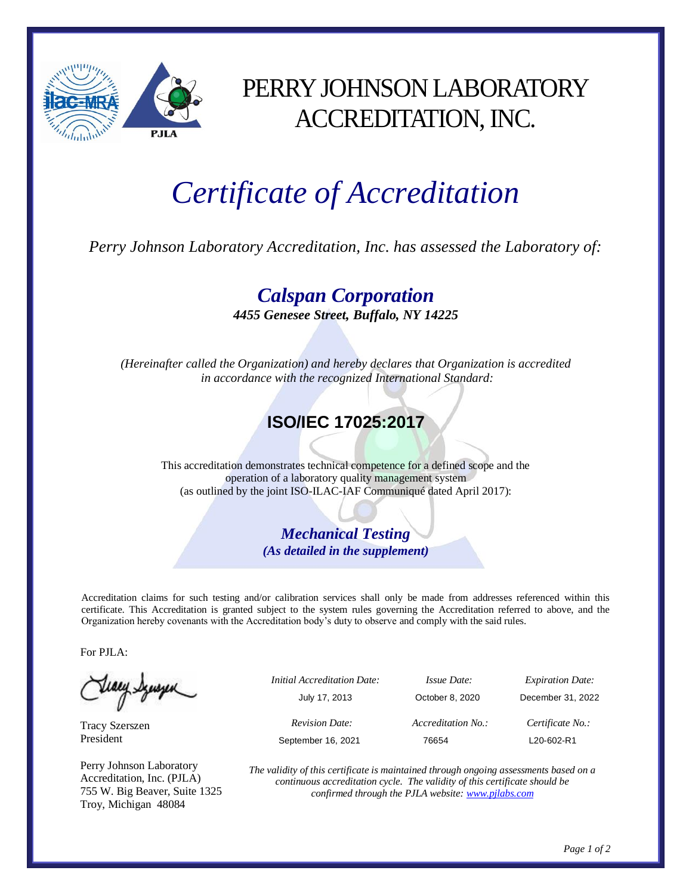# PERRY JOHNSON LABORATORY ACCREDITATION, INC.

# *Certificate of Accreditation*

*Perry Johnson Laboratory Accreditation, Inc. has assessed the Laboratory of:*

## ***Calspan Corporation***

***4455 Genesee Street, Buffalo, NY 14225***

*(Hereinafter called the Organization) and hereby declares that Organization is accredited in accordance with the recognized International Standard:*

## **ISO/IEC 17025:2017**

This accreditation demonstrates technical competence for a defined scope and the operation of a laboratory quality management system (as outlined by the joint ISO-ILAC-IAF Communiqué dated April 2017):

***Mechanical Testing***

***(As detailed in the supplement)***

Accreditation claims for such testing and/or calibration services shall only be made from addresses referenced within this certificate. This Accreditation is granted subject to the system rules governing the Accreditation referred to above, and the Organization hereby covenants with the Accreditation body's duty to observe and comply with the said rules.

For PJLA:

Tracy Szerszen
President

Perry Johnson Laboratory Accreditation, Inc. (PJLA)
755 W. Big Beaver, Suite 1325
Troy, Michigan 48084

| *Initial Accreditation Date:* | *Issue Date:* | *Expiration Date:* |
|---|---|---|
| July 17, 2013 | October 8, 2020 | December 31, 2022 |
| *Revision Date:* | *Accreditation No.:* | *Certificate No.:* |
| September 16, 2021 | 76654 | L20-602-R1 |

*The validity of this certificate is maintained through ongoing assessments based on a continuous accreditation cycle. The validity of this certificate should be confirmed through the PJLA website: [www.pjlabs.com](http://www.pjlabs.com)*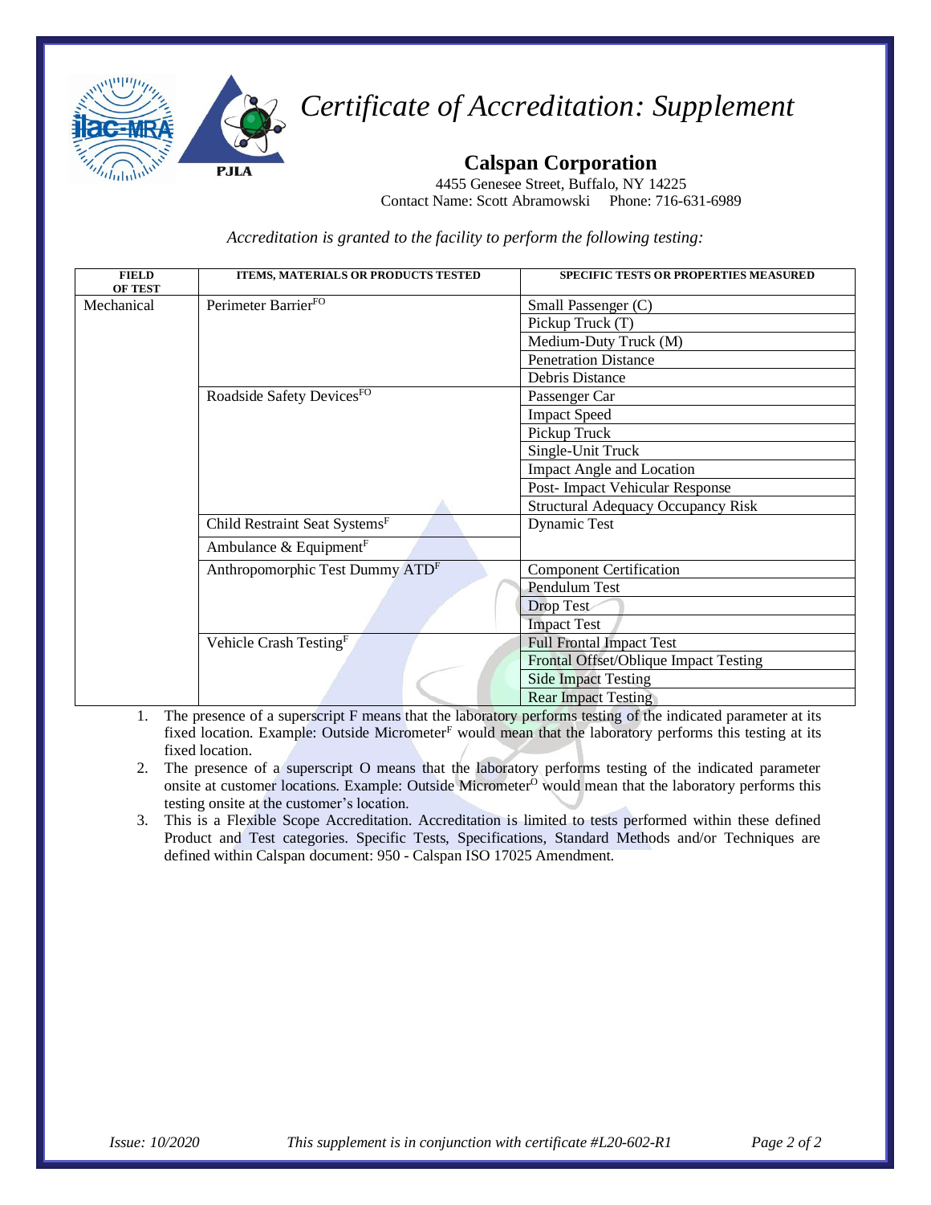# *Certificate of Accreditation: Supplement*

## Calspan Corporation

4455 Genesee Street, Buffalo, NY 14225
Contact Name: Scott Abramowski Phone: 716-631-6989

*Accreditation is granted to the facility to perform the following testing:*

| FIELD OF TEST | ITEMS, MATERIALS OR PRODUCTS TESTED | SPECIFIC TESTS OR PROPERTIES MEASURED |
|---|---|---|
| Mechanical | Perimeter Barrier[FO] | Small Passenger (C) |
| | | Pickup Truck (T) |
| | | Medium-Duty Truck (M) |
| | | Penetration Distance |
| | | Debris Distance |
| | Roadside Safety Devices[FO] | Passenger Car |
| | | Impact Speed |
| | | Pickup Truck |
| | | Single-Unit Truck |
| | | Impact Angle and Location |
| | | Post- Impact Vehicular Response |
| | | Structural Adequacy Occupancy Risk |
| | Child Restraint Seat Systems[F] | Dynamic Test |
| | Ambulance & Equipment[F] | |
| | Anthropomorphic Test Dummy ATD[F] | Component Certification |
| | | Pendulum Test |
| | | Drop Test |
| | | Impact Test |
| | Vehicle Crash Testing[F] | Full Frontal Impact Test |
| | | Frontal Offset/Oblique Impact Testing |
| | | Side Impact Testing |
| | | Rear Impact Testing |

1. The presence of a superscript F means that the laboratory performs testing of the indicated parameter at its fixed location. Example: Outside Micrometer[F] would mean that the laboratory performs this testing at its fixed location.
2. The presence of a superscript O means that the laboratory performs testing of the indicated parameter onsite at customer locations. Example: Outside Micrometer[O] would mean that the laboratory performs this testing onsite at the customer's location.
3. This is a Flexible Scope Accreditation. Accreditation is limited to tests performed within these defined Product and Test categories. Specific Tests, Specifications, Standard Methods and/or Techniques are defined within Calspan document: 950 - Calspan ISO 17025 Amendment.

*Issue: 10/2020* *This supplement is in conjunction with certificate #L20-602-R1*